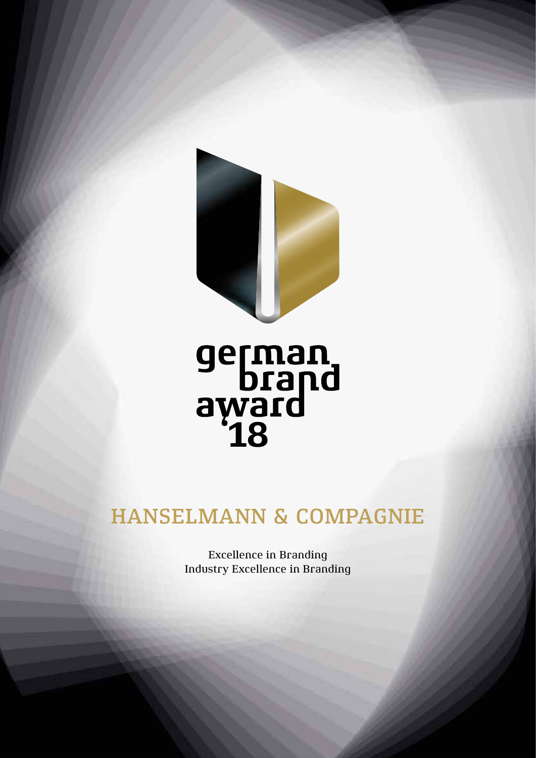german brand award '18

# HANSELMANN & COMPAGNIE

Excellence in Branding
Industry Excellence in Branding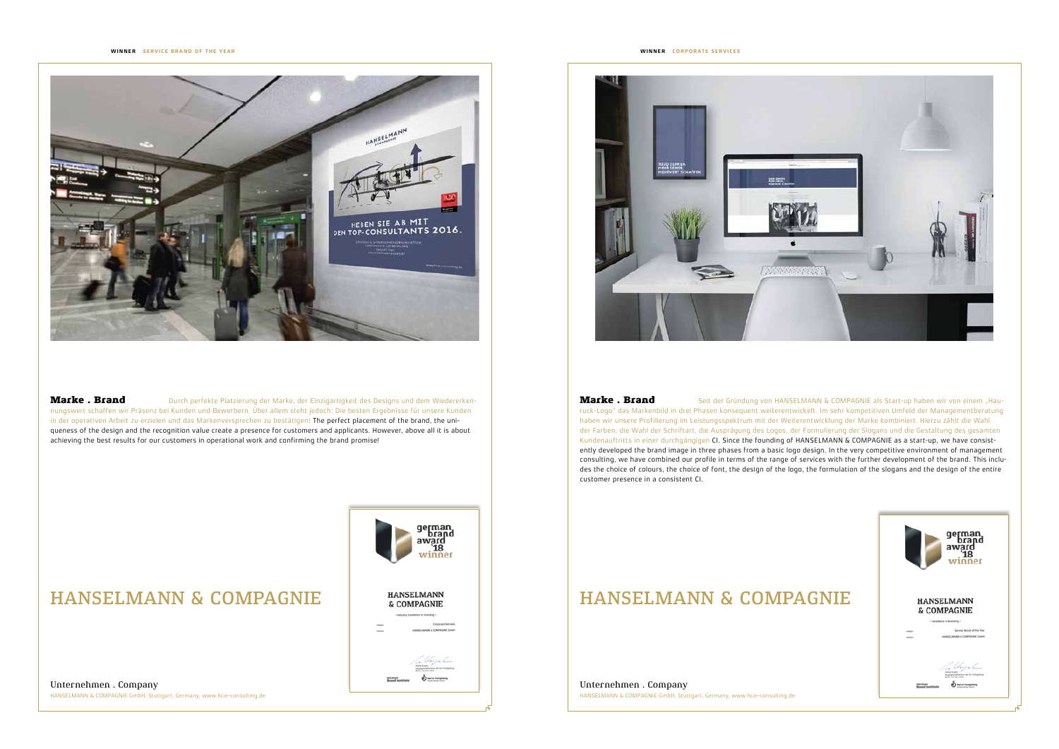WINNER SERVICE BRAND OF THE YEAR

**Marke . Brand** Durch perfekte Platzierung der Marke, der Einzigartigkeit des Designs und dem Wiedererkennungswert schaffen wir Präsenz bei Kunden und Bewerbern. Über allem steht jedoch: Die besten Ergebnisse für unsere Kunden in der operativen Arbeit zu erzielen und das Markenversprechen zu bestätigen! The perfect placement of the brand, the uniqueness of the design and the recognition value create a presence for customers and applicants. However, above all it is about achieving the best results for our customers in operational work and confirming the brand promise!

# HANSELMANN & COMPAGNIE

Unternehmen . Company

HANSELMANN & COMPAGNIE GmbH, Stuttgart, Germany, www.hcie-consulting.de

WINNER CORPORATE SERVICES

**Marke . Brand** Seit der Gründung von HANSELMANN & COMPAGNIE als Start-up haben wir von einem „Hauruck-Logo" das Markenbild in drei Phasen konsequent weiterentwickelt. Im sehr kompetitiven Umfeld der Managementberatung haben wir unsere Profilierung im Leistungsspektrum mit der Weiterentwicklung der Marke kombiniert. Hierzu zählt die Wahl der Farben, die Wahl der Schriftart, die Ausprägung des Logos, der Formulierung der Slogans und die Gestaltung des gesamten Kundenauftritts in einer durchgängigen CI. Since the founding of HANSELMANN & COMPAGNIE as a start-up, we have consistently developed the brand image in three phases from a basic logo design. In the very competitive environment of management consulting, we have combined our profile in terms of the range of services with the further development of the brand. This includes the choice of colours, the choice of font, the design of the logo, the formulation of the slogans and the design of the entire customer presence in a consistent CI.

# HANSELMANN & COMPAGNIE

Unternehmen . Company

HANSELMANN & COMPAGNIE GmbH, Stuttgart, Germany, www.hcie-consulting.de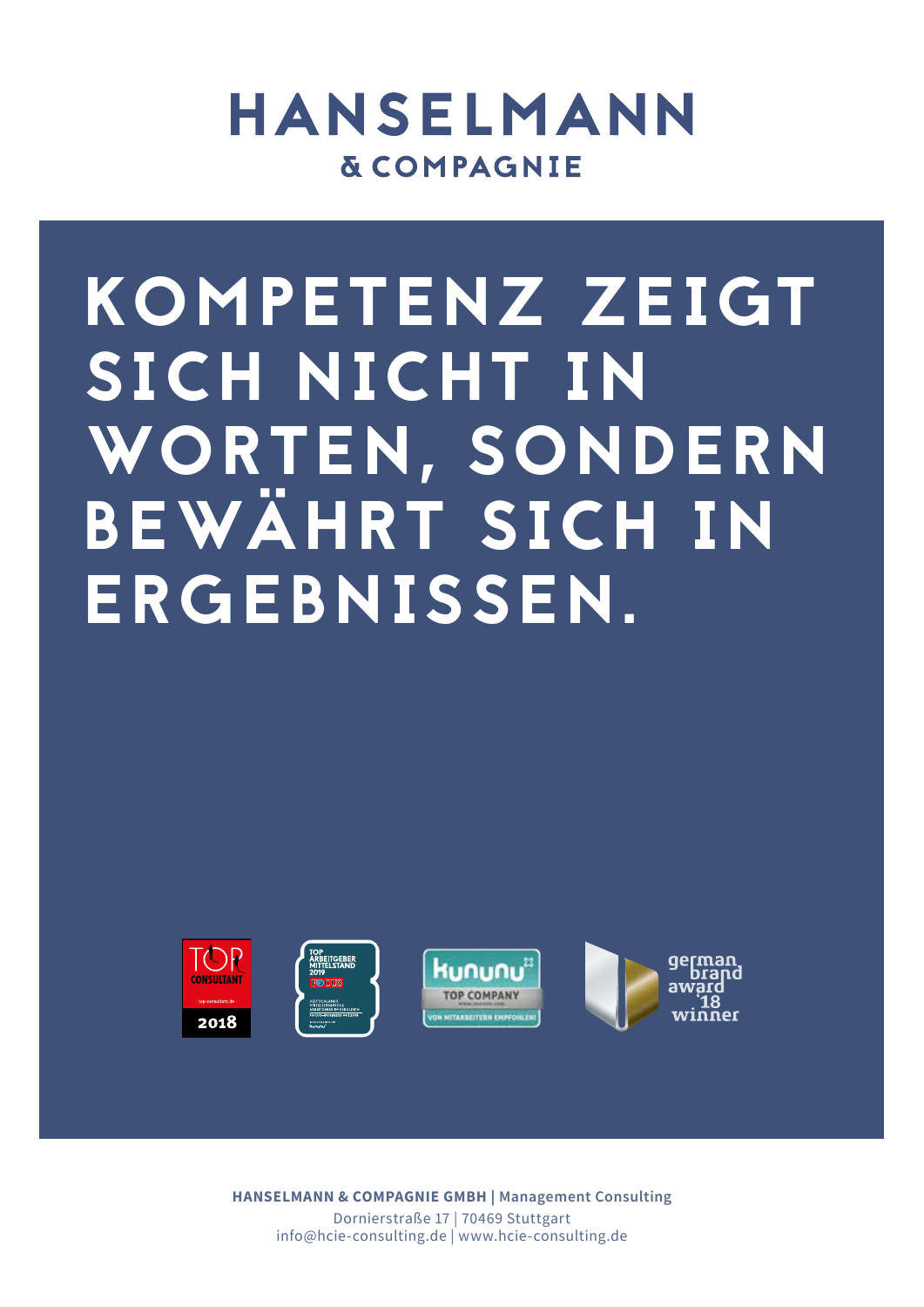# HANSELMANN
## & COMPAGNIE

# KOMPETENZ ZEIGT SICH NICHT IN WORTEN, SONDERN BEWÄHRT SICH IN ERGEBNISSEN.

**HANSELMANN & COMPAGNIE GMBH | Management Consulting**

Dornierstraße 17 | 70469 Stuttgart

info@hcie-consulting.de | www.hcie-consulting.de